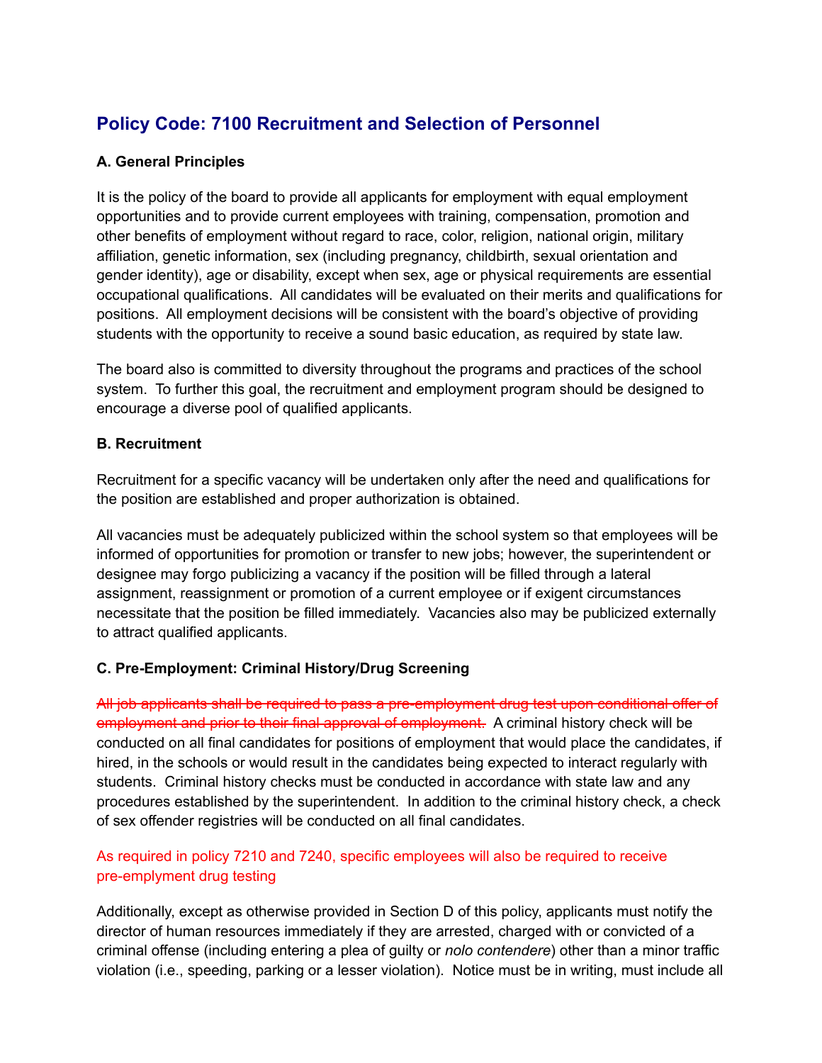# Policy Code: 7100 Recruitment and Selection of Personnel

### A. General Principles

It is the policy of the board to provide all applicants for employment with equal employment opportunities and to provide current employees with training, compensation, promotion and other benefits of employment without regard to race, color, religion, national origin, military affiliation, genetic information, sex (including pregnancy, childbirth, sexual orientation and gender identity), age or disability, except when sex, age or physical requirements are essential occupational qualifications. All candidates will be evaluated on their merits and qualifications for positions. All employment decisions will be consistent with the board's objective of providing students with the opportunity to receive a sound basic education, as required by state law.

The board also is committed to diversity throughout the programs and practices of the school system. To further this goal, the recruitment and employment program should be designed to encourage a diverse pool of qualified applicants.

### B. Recruitment

Recruitment for a specific vacancy will be undertaken only after the need and qualifications for the position are established and proper authorization is obtained.

All vacancies must be adequately publicized within the school system so that employees will be informed of opportunities for promotion or transfer to new jobs; however, the superintendent or designee may forgo publicizing a vacancy if the position will be filled through a lateral assignment, reassignment or promotion of a current employee or if exigent circumstances necessitate that the position be filled immediately. Vacancies also may be publicized externally to attract qualified applicants.

### C. Pre-Employment: Criminal History/Drug Screening

~~All job applicants shall be required to pass a pre-employment drug test upon conditional offer of employment and prior to their final approval of employment.~~ A criminal history check will be conducted on all final candidates for positions of employment that would place the candidates, if hired, in the schools or would result in the candidates being expected to interact regularly with students. Criminal history checks must be conducted in accordance with state law and any procedures established by the superintendent. In addition to the criminal history check, a check of sex offender registries will be conducted on all final candidates.

As required in policy 7210 and 7240, specific employees will also be required to receive pre-emplyment drug testing

Additionally, except as otherwise provided in Section D of this policy, applicants must notify the director of human resources immediately if they are arrested, charged with or convicted of a criminal offense (including entering a plea of guilty or *nolo contendere*) other than a minor traffic violation (i.e., speeding, parking or a lesser violation). Notice must be in writing, must include all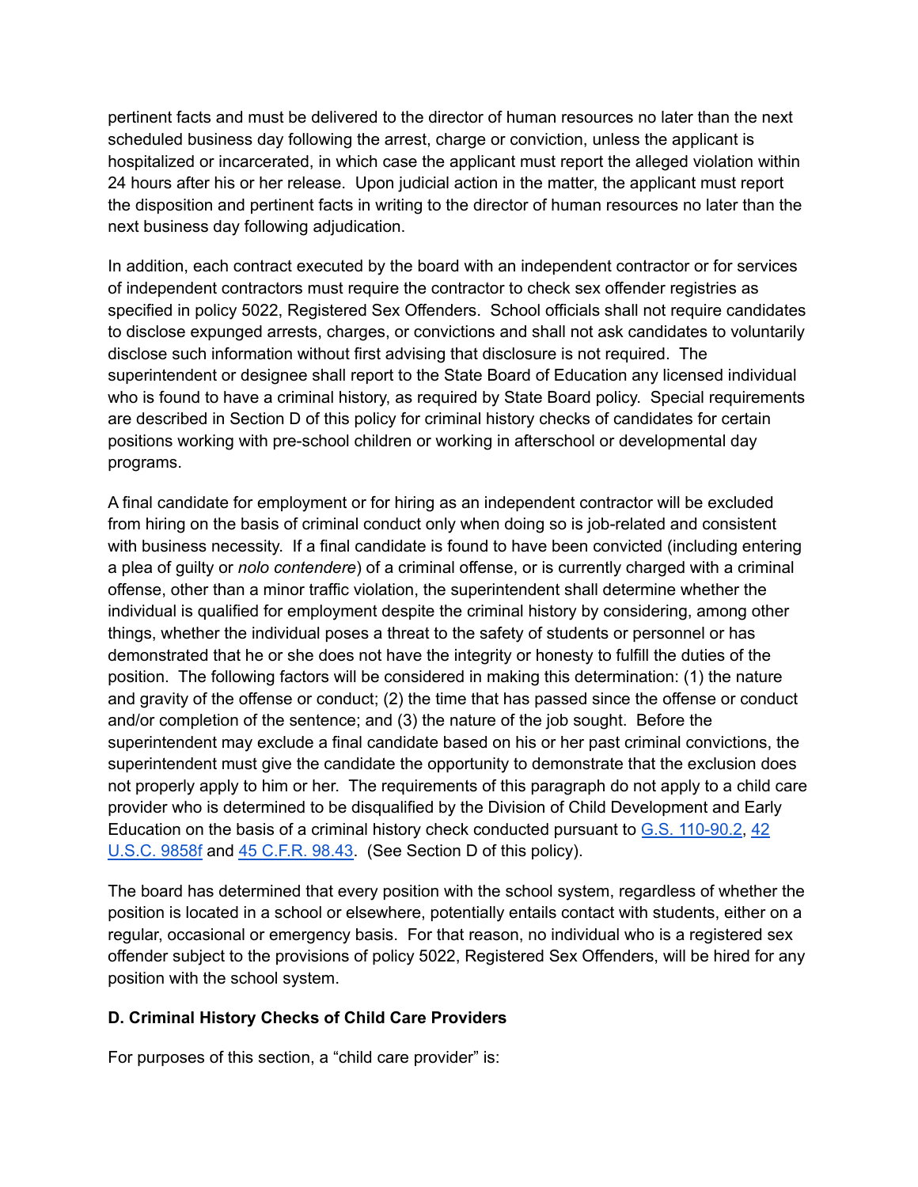pertinent facts and must be delivered to the director of human resources no later than the next scheduled business day following the arrest, charge or conviction, unless the applicant is hospitalized or incarcerated, in which case the applicant must report the alleged violation within 24 hours after his or her release. Upon judicial action in the matter, the applicant must report the disposition and pertinent facts in writing to the director of human resources no later than the next business day following adjudication.

In addition, each contract executed by the board with an independent contractor or for services of independent contractors must require the contractor to check sex offender registries as specified in policy 5022, Registered Sex Offenders. School officials shall not require candidates to disclose expunged arrests, charges, or convictions and shall not ask candidates to voluntarily disclose such information without first advising that disclosure is not required. The superintendent or designee shall report to the State Board of Education any licensed individual who is found to have a criminal history, as required by State Board policy. Special requirements are described in Section D of this policy for criminal history checks of candidates for certain positions working with pre-school children or working in afterschool or developmental day programs.

A final candidate for employment or for hiring as an independent contractor will be excluded from hiring on the basis of criminal conduct only when doing so is job-related and consistent with business necessity. If a final candidate is found to have been convicted (including entering a plea of guilty or *nolo contendere*) of a criminal offense, or is currently charged with a criminal offense, other than a minor traffic violation, the superintendent shall determine whether the individual is qualified for employment despite the criminal history by considering, among other things, whether the individual poses a threat to the safety of students or personnel or has demonstrated that he or she does not have the integrity or honesty to fulfill the duties of the position. The following factors will be considered in making this determination: (1) the nature and gravity of the offense or conduct; (2) the time that has passed since the offense or conduct and/or completion of the sentence; and (3) the nature of the job sought. Before the superintendent may exclude a final candidate based on his or her past criminal convictions, the superintendent must give the candidate the opportunity to demonstrate that the exclusion does not properly apply to him or her. The requirements of this paragraph do not apply to a child care provider who is determined to be disqualified by the Division of Child Development and Early Education on the basis of a criminal history check conducted pursuant to G.S. 110-90.2, 42 U.S.C. 9858f and 45 C.F.R. 98.43. (See Section D of this policy).

The board has determined that every position with the school system, regardless of whether the position is located in a school or elsewhere, potentially entails contact with students, either on a regular, occasional or emergency basis. For that reason, no individual who is a registered sex offender subject to the provisions of policy 5022, Registered Sex Offenders, will be hired for any position with the school system.

**D. Criminal History Checks of Child Care Providers**

For purposes of this section, a "child care provider" is: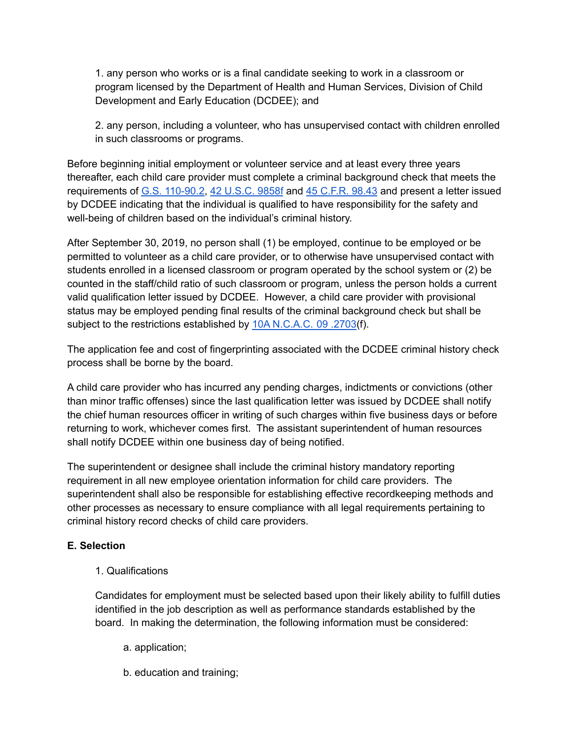1. any person who works or is a final candidate seeking to work in a classroom or program licensed by the Department of Health and Human Services, Division of Child Development and Early Education (DCDEE); and

2. any person, including a volunteer, who has unsupervised contact with children enrolled in such classrooms or programs.

Before beginning initial employment or volunteer service and at least every three years thereafter, each child care provider must complete a criminal background check that meets the requirements of G.S. 110-90.2, 42 U.S.C. 9858f and 45 C.F.R. 98.43 and present a letter issued by DCDEE indicating that the individual is qualified to have responsibility for the safety and well-being of children based on the individual's criminal history.

After September 30, 2019, no person shall (1) be employed, continue to be employed or be permitted to volunteer as a child care provider, or to otherwise have unsupervised contact with students enrolled in a licensed classroom or program operated by the school system or (2) be counted in the staff/child ratio of such classroom or program, unless the person holds a current valid qualification letter issued by DCDEE. However, a child care provider with provisional status may be employed pending final results of the criminal background check but shall be subject to the restrictions established by 10A N.C.A.C. 09 .2703(f).

The application fee and cost of fingerprinting associated with the DCDEE criminal history check process shall be borne by the board.

A child care provider who has incurred any pending charges, indictments or convictions (other than minor traffic offenses) since the last qualification letter was issued by DCDEE shall notify the chief human resources officer in writing of such charges within five business days or before returning to work, whichever comes first. The assistant superintendent of human resources shall notify DCDEE within one business day of being notified.

The superintendent or designee shall include the criminal history mandatory reporting requirement in all new employee orientation information for child care providers. The superintendent shall also be responsible for establishing effective recordkeeping methods and other processes as necessary to ensure compliance with all legal requirements pertaining to criminal history record checks of child care providers.

**E. Selection**

1. Qualifications

Candidates for employment must be selected based upon their likely ability to fulfill duties identified in the job description as well as performance standards established by the board. In making the determination, the following information must be considered:

a. application;

b. education and training;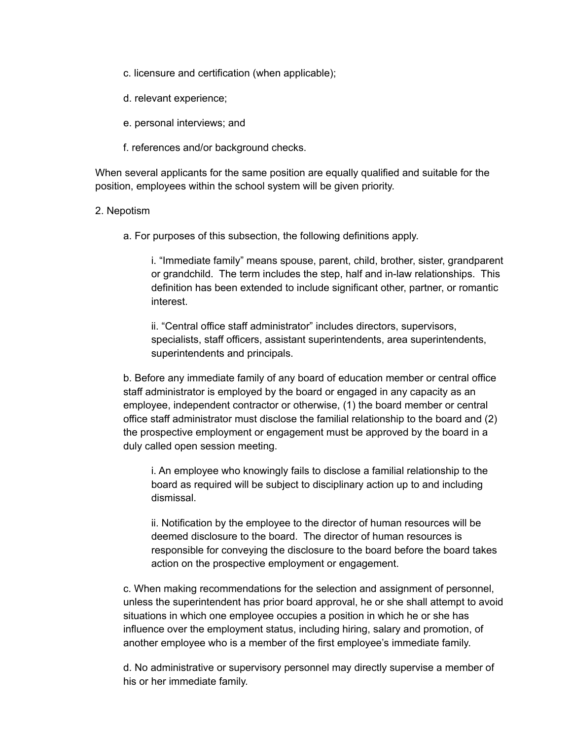c. licensure and certification (when applicable);

d. relevant experience;

e. personal interviews; and

f. references and/or background checks.

When several applicants for the same position are equally qualified and suitable for the position, employees within the school system will be given priority.

2. Nepotism

a. For purposes of this subsection, the following definitions apply.

i. "Immediate family" means spouse, parent, child, brother, sister, grandparent or grandchild. The term includes the step, half and in-law relationships. This definition has been extended to include significant other, partner, or romantic interest.

ii. "Central office staff administrator" includes directors, supervisors, specialists, staff officers, assistant superintendents, area superintendents, superintendents and principals.

b. Before any immediate family of any board of education member or central office staff administrator is employed by the board or engaged in any capacity as an employee, independent contractor or otherwise, (1) the board member or central office staff administrator must disclose the familial relationship to the board and (2) the prospective employment or engagement must be approved by the board in a duly called open session meeting.

i. An employee who knowingly fails to disclose a familial relationship to the board as required will be subject to disciplinary action up to and including dismissal.

ii. Notification by the employee to the director of human resources will be deemed disclosure to the board. The director of human resources is responsible for conveying the disclosure to the board before the board takes action on the prospective employment or engagement.

c. When making recommendations for the selection and assignment of personnel, unless the superintendent has prior board approval, he or she shall attempt to avoid situations in which one employee occupies a position in which he or she has influence over the employment status, including hiring, salary and promotion, of another employee who is a member of the first employee's immediate family.

d. No administrative or supervisory personnel may directly supervise a member of his or her immediate family.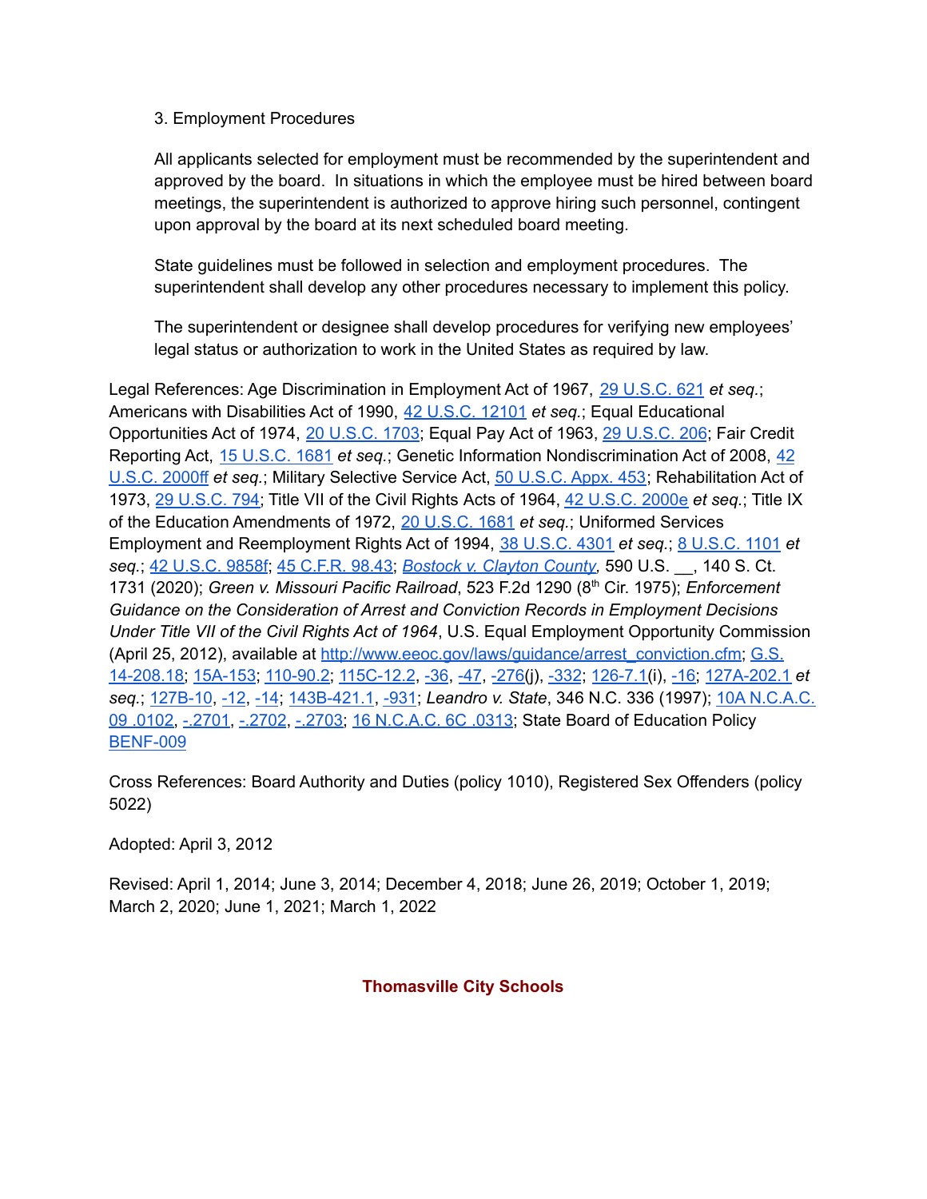3. Employment Procedures

All applicants selected for employment must be recommended by the superintendent and approved by the board. In situations in which the employee must be hired between board meetings, the superintendent is authorized to approve hiring such personnel, contingent upon approval by the board at its next scheduled board meeting.

State guidelines must be followed in selection and employment procedures. The superintendent shall develop any other procedures necessary to implement this policy.

The superintendent or designee shall develop procedures for verifying new employees' legal status or authorization to work in the United States as required by law.

Legal References: Age Discrimination in Employment Act of 1967, 29 U.S.C. 621 *et seq.*; Americans with Disabilities Act of 1990, 42 U.S.C. 12101 *et seq.*; Equal Educational Opportunities Act of 1974, 20 U.S.C. 1703; Equal Pay Act of 1963, 29 U.S.C. 206; Fair Credit Reporting Act, 15 U.S.C. 1681 *et seq.*; Genetic Information Nondiscrimination Act of 2008, 42 U.S.C. 2000ff *et seq.*; Military Selective Service Act, 50 U.S.C. Appx. 453; Rehabilitation Act of 1973, 29 U.S.C. 794; Title VII of the Civil Rights Acts of 1964, 42 U.S.C. 2000e *et seq.*; Title IX of the Education Amendments of 1972, 20 U.S.C. 1681 *et seq.*; Uniformed Services Employment and Reemployment Rights Act of 1994, 38 U.S.C. 4301 *et seq.*; 8 U.S.C. 1101 *et seq.*; 42 U.S.C. 9858f; 45 C.F.R. 98.43; *Bostock v. Clayton County*, 590 U.S. __, 140 S. Ct. 1731 (2020); *Green v. Missouri Pacific Railroad*, 523 F.2d 1290 (8th Cir. 1975); *Enforcement Guidance on the Consideration of Arrest and Conviction Records in Employment Decisions Under Title VII of the Civil Rights Act of 1964*, U.S. Equal Employment Opportunity Commission (April 25, 2012), available at http://www.eeoc.gov/laws/guidance/arrest_conviction.cfm; G.S. 14-208.18; 15A-153; 110-90.2; 115C-12.2, -36, -47, -276(j), -332; 126-7.1(i), -16; 127A-202.1 *et seq.*; 127B-10, -12, -14; 143B-421.1, -931; *Leandro v. State*, 346 N.C. 336 (1997); 10A N.C.A.C. 09 .0102, -.2701, -.2702, -.2703; 16 N.C.A.C. 6C .0313; State Board of Education Policy BENF-009

Cross References: Board Authority and Duties (policy 1010), Registered Sex Offenders (policy 5022)

Adopted: April 3, 2012

Revised: April 1, 2014; June 3, 2014; December 4, 2018; June 26, 2019; October 1, 2019; March 2, 2020; June 1, 2021; March 1, 2022

**Thomasville City Schools**